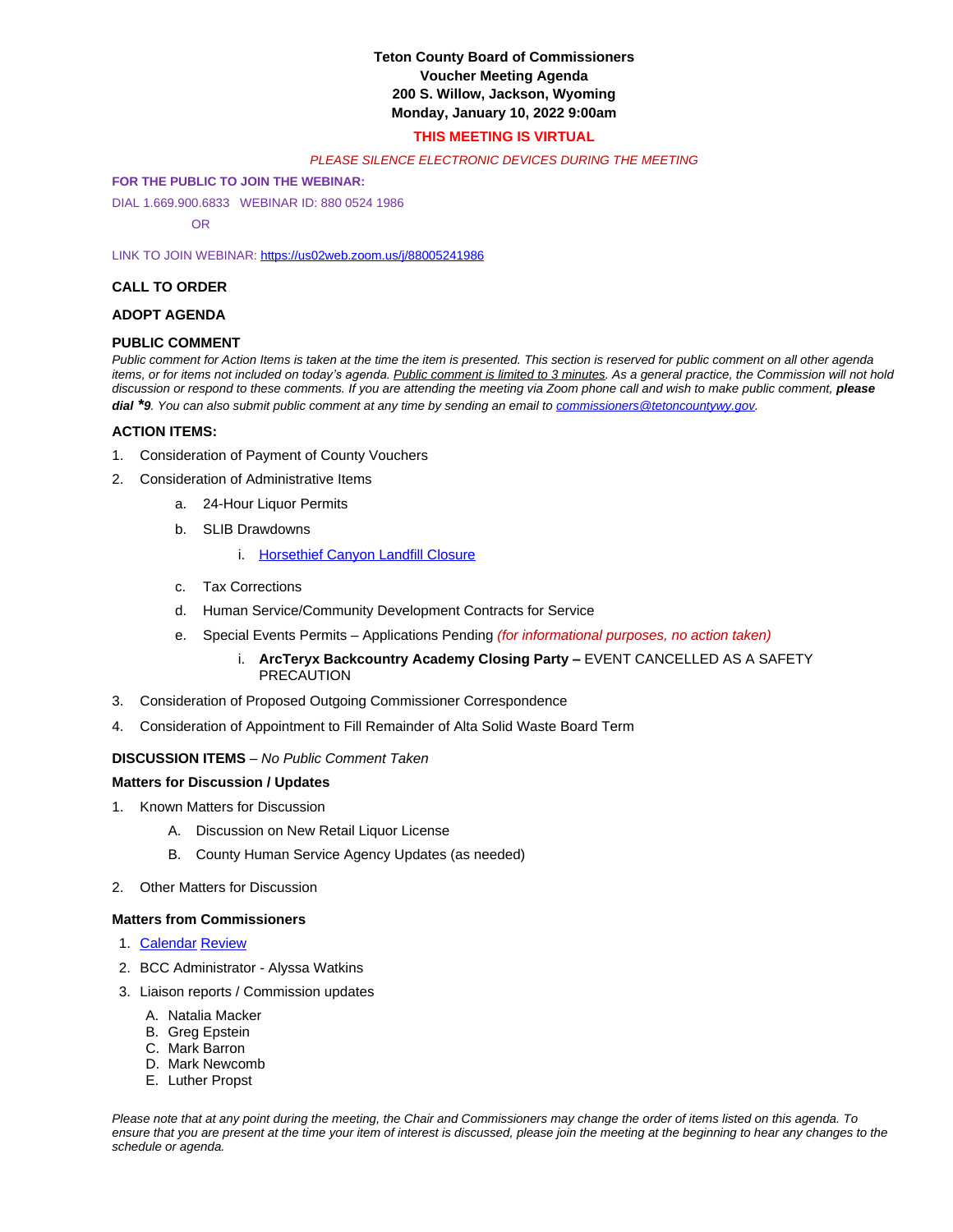# Teton County Board of Commissioners
## Voucher Meeting Agenda
### 200 S. Willow, Jackson, Wyoming
### Monday, January 10, 2022 9:00am

**THIS MEETING IS VIRTUAL**

*PLEASE SILENCE ELECTRONIC DEVICES DURING THE MEETING*

**FOR THE PUBLIC TO JOIN THE WEBINAR:**

DIAL 1.669.900.6833   WEBINAR ID: 880 0524 1986

OR

LINK TO JOIN WEBINAR: [https://us02web.zoom.us/j/88005241986](https://us02web.zoom.us/j/88005241986)

**CALL TO ORDER**

**ADOPT AGENDA**

**PUBLIC COMMENT**

*Public comment for Action Items is taken at the time the item is presented. This section is reserved for public comment on all other agenda items, or for items not included on today's agenda. Public comment is limited to 3 minutes. As a general practice, the Commission will not hold discussion or respond to these comments. If you are attending the meeting via Zoom phone call and wish to make public comment,* ***please dial *9****. You can also submit public comment at any time by sending an email to [commissioners@tetoncountywy.gov](mailto:commissioners@tetoncountywy.gov).*

**ACTION ITEMS:**

1. Consideration of Payment of County Vouchers
2. Consideration of Administrative Items
   a. 24-Hour Liquor Permits
   b. SLIB Drawdowns
      i. Horsethief Canyon Landfill Closure
   c. Tax Corrections
   d. Human Service/Community Development Contracts for Service
   e. Special Events Permits – Applications Pending *(for informational purposes, no action taken)*
      i. **ArcTeryx Backcountry Academy Closing Party –** EVENT CANCELLED AS A SAFETY PRECAUTION
3. Consideration of Proposed Outgoing Commissioner Correspondence
4. Consideration of Appointment to Fill Remainder of Alta Solid Waste Board Term

**DISCUSSION ITEMS** – *No Public Comment Taken*

**Matters for Discussion / Updates**

1. Known Matters for Discussion
   A. Discussion on New Retail Liquor License
   B. County Human Service Agency Updates (as needed)
2. Other Matters for Discussion

**Matters from Commissioners**

1. Calendar Review
2. BCC Administrator - Alyssa Watkins
3. Liaison reports / Commission updates
   A. Natalia Macker
   B. Greg Epstein
   C. Mark Barron
   D. Mark Newcomb
   E. Luther Propst

*Please note that at any point during the meeting, the Chair and Commissioners may change the order of items listed on this agenda. To ensure that you are present at the time your item of interest is discussed, please join the meeting at the beginning to hear any changes to the schedule or agenda.*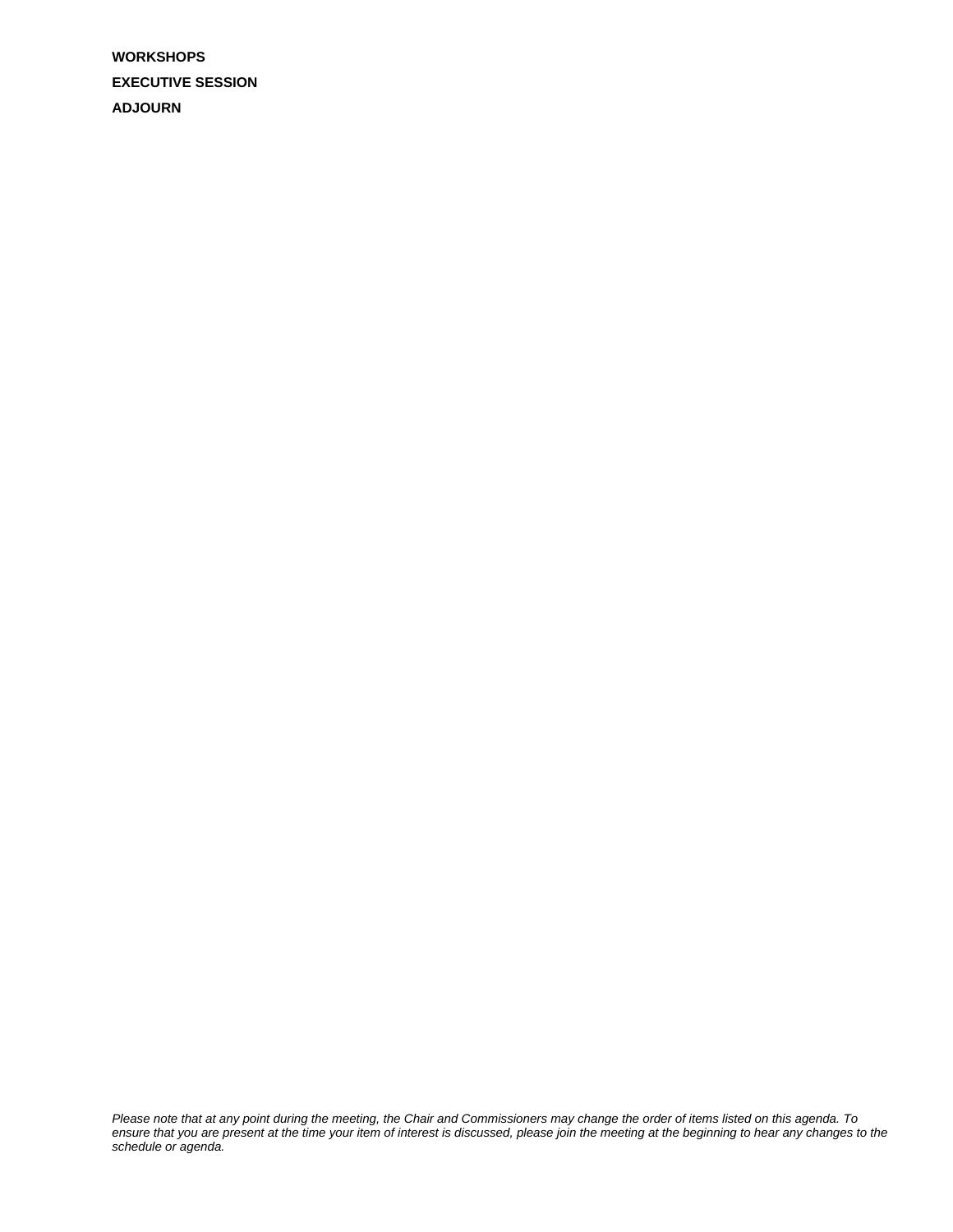**WORKSHOPS**

**EXECUTIVE SESSION**

**ADJOURN**

*Please note that at any point during the meeting, the Chair and Commissioners may change the order of items listed on this agenda. To ensure that you are present at the time your item of interest is discussed, please join the meeting at the beginning to hear any changes to the schedule or agenda.*